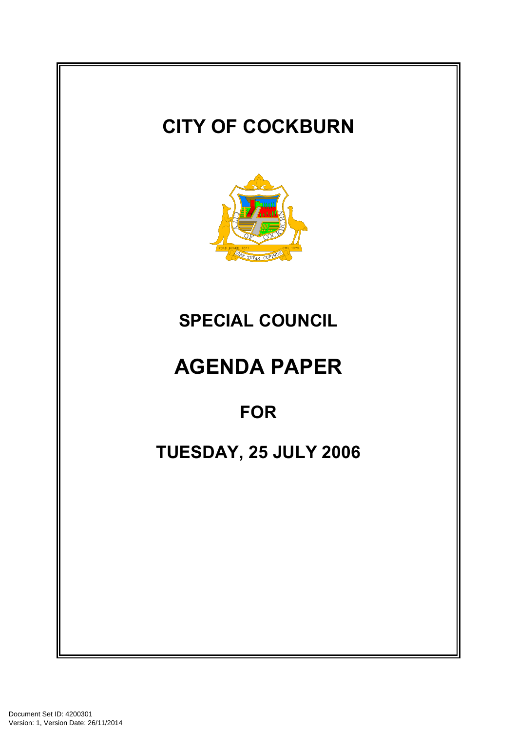# CITY OF COCKBURN

# SPECIAL COUNCIL

# AGENDA PAPER

## FOR

## TUESDAY, 25 JULY 2006

Document Set ID: 4200301
Version: 1, Version Date: 26/11/2014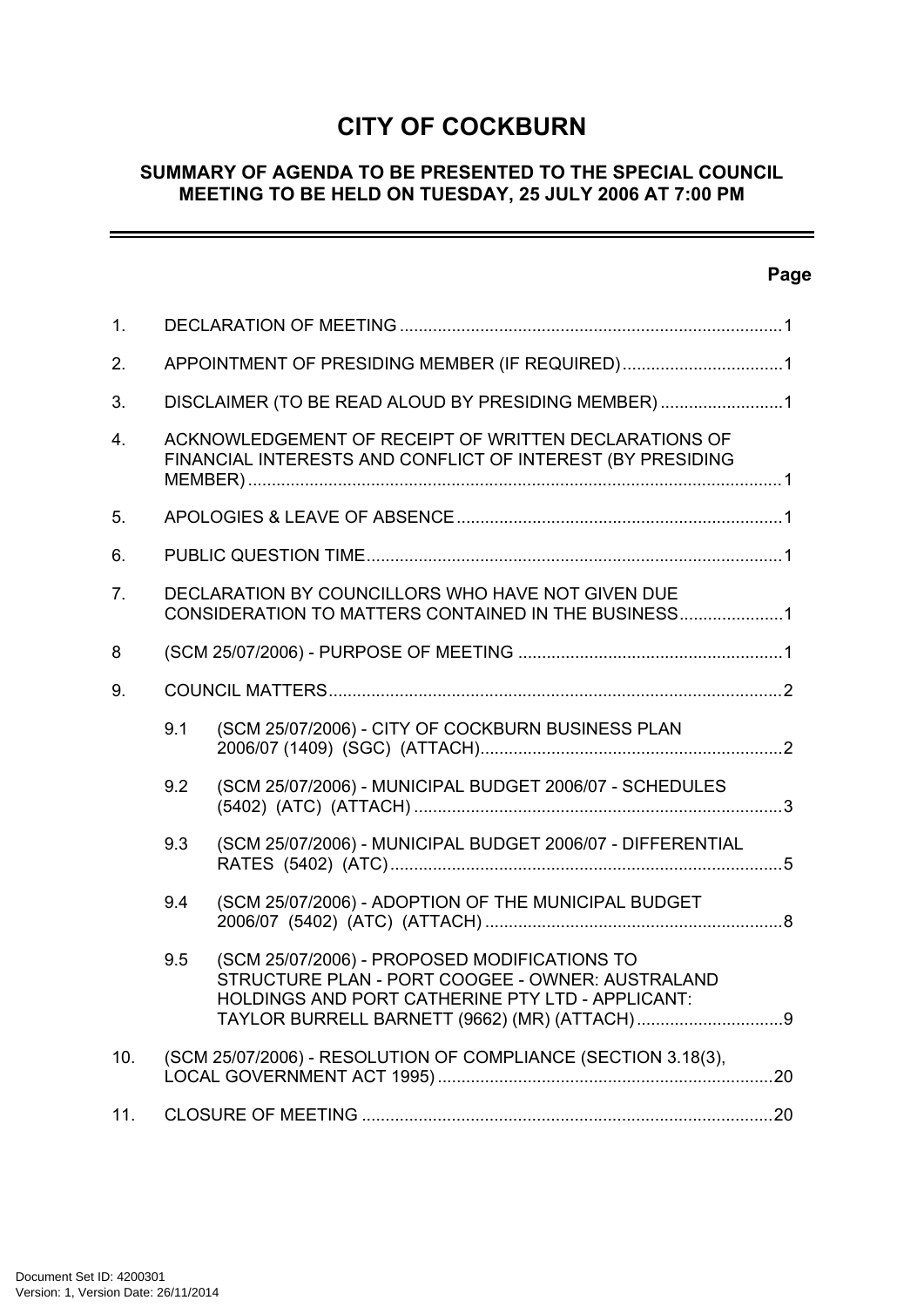# CITY OF COCKBURN

## SUMMARY OF AGENDA TO BE PRESENTED TO THE SPECIAL COUNCIL MEETING TO BE HELD ON TUESDAY, 25 JULY 2006 AT 7:00 PM

| | | Page |
|---|---|---|
| 1. | DECLARATION OF MEETING | 1 |
| 2. | APPOINTMENT OF PRESIDING MEMBER (IF REQUIRED) | 1 |
| 3. | DISCLAIMER (TO BE READ ALOUD BY PRESIDING MEMBER) | 1 |
| 4. | ACKNOWLEDGEMENT OF RECEIPT OF WRITTEN DECLARATIONS OF FINANCIAL INTERESTS AND CONFLICT OF INTEREST (BY PRESIDING MEMBER) | 1 |
| 5. | APOLOGIES & LEAVE OF ABSENCE | 1 |
| 6. | PUBLIC QUESTION TIME | 1 |
| 7. | DECLARATION BY COUNCILLORS WHO HAVE NOT GIVEN DUE CONSIDERATION TO MATTERS CONTAINED IN THE BUSINESS | 1 |
| 8 | (SCM 25/07/2006) - PURPOSE OF MEETING | 1 |
| 9. | COUNCIL MATTERS | 2 |
| 9.1 | (SCM 25/07/2006) - CITY OF COCKBURN BUSINESS PLAN 2006/07 (1409) (SGC) (ATTACH) | 2 |
| 9.2 | (SCM 25/07/2006) - MUNICIPAL BUDGET 2006/07 - SCHEDULES (5402) (ATC) (ATTACH) | 3 |
| 9.3 | (SCM 25/07/2006) - MUNICIPAL BUDGET 2006/07 - DIFFERENTIAL RATES (5402) (ATC) | 5 |
| 9.4 | (SCM 25/07/2006) - ADOPTION OF THE MUNICIPAL BUDGET 2006/07 (5402) (ATC) (ATTACH) | 8 |
| 9.5 | (SCM 25/07/2006) - PROPOSED MODIFICATIONS TO STRUCTURE PLAN - PORT COOGEE - OWNER: AUSTRALAND HOLDINGS AND PORT CATHERINE PTY LTD - APPLICANT: TAYLOR BURRELL BARNETT (9662) (MR) (ATTACH) | 9 |
| 10. | (SCM 25/07/2006) - RESOLUTION OF COMPLIANCE (SECTION 3.18(3), LOCAL GOVERNMENT ACT 1995) | 20 |
| 11. | CLOSURE OF MEETING | 20 |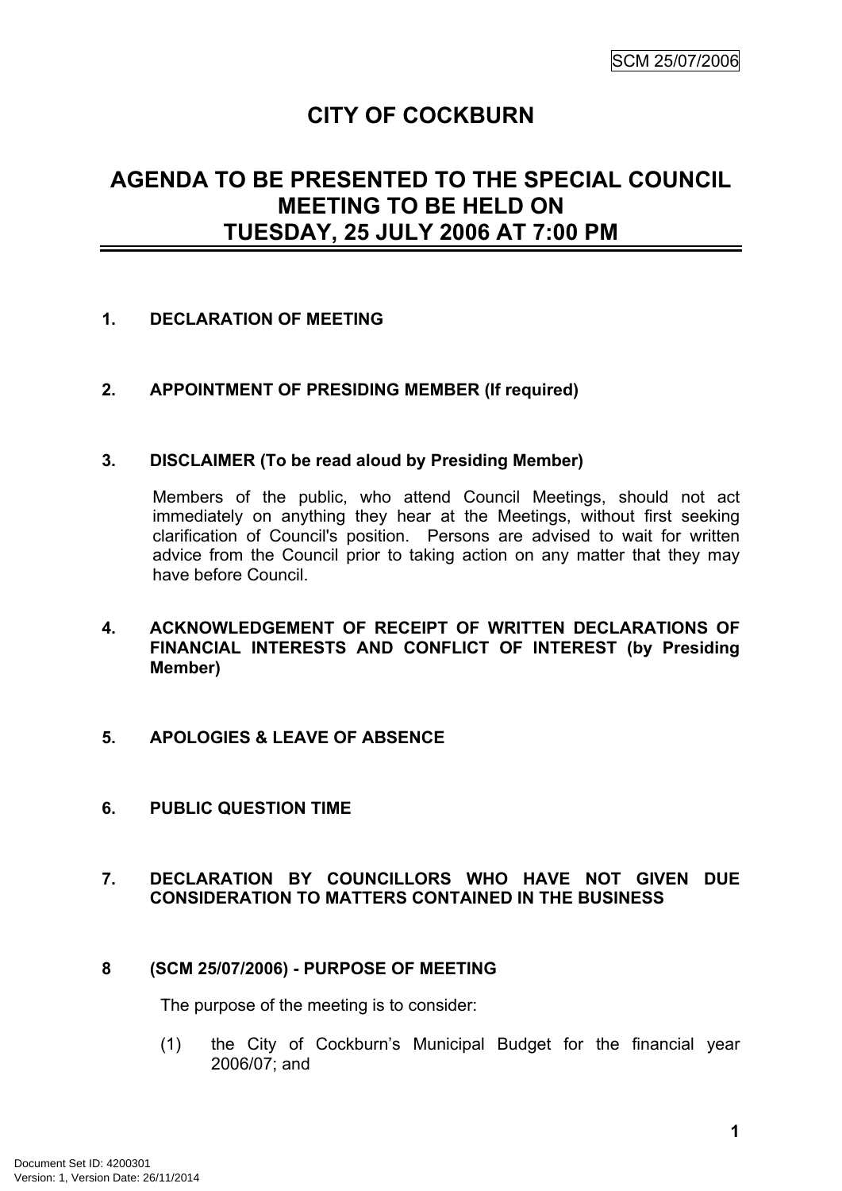SCM 25/07/2006

# CITY OF COCKBURN

## AGENDA TO BE PRESENTED TO THE SPECIAL COUNCIL MEETING TO BE HELD ON TUESDAY, 25 JULY 2006 AT 7:00 PM

**1. DECLARATION OF MEETING**

**2. APPOINTMENT OF PRESIDING MEMBER (If required)**

**3. DISCLAIMER (To be read aloud by Presiding Member)**

Members of the public, who attend Council Meetings, should not act immediately on anything they hear at the Meetings, without first seeking clarification of Council's position. Persons are advised to wait for written advice from the Council prior to taking action on any matter that they may have before Council.

**4. ACKNOWLEDGEMENT OF RECEIPT OF WRITTEN DECLARATIONS OF FINANCIAL INTERESTS AND CONFLICT OF INTEREST (by Presiding Member)**

**5. APOLOGIES & LEAVE OF ABSENCE**

**6. PUBLIC QUESTION TIME**

**7. DECLARATION BY COUNCILLORS WHO HAVE NOT GIVEN DUE CONSIDERATION TO MATTERS CONTAINED IN THE BUSINESS**

**8 (SCM 25/07/2006) - PURPOSE OF MEETING**

The purpose of the meeting is to consider:

(1) the City of Cockburn's Municipal Budget for the financial year 2006/07; and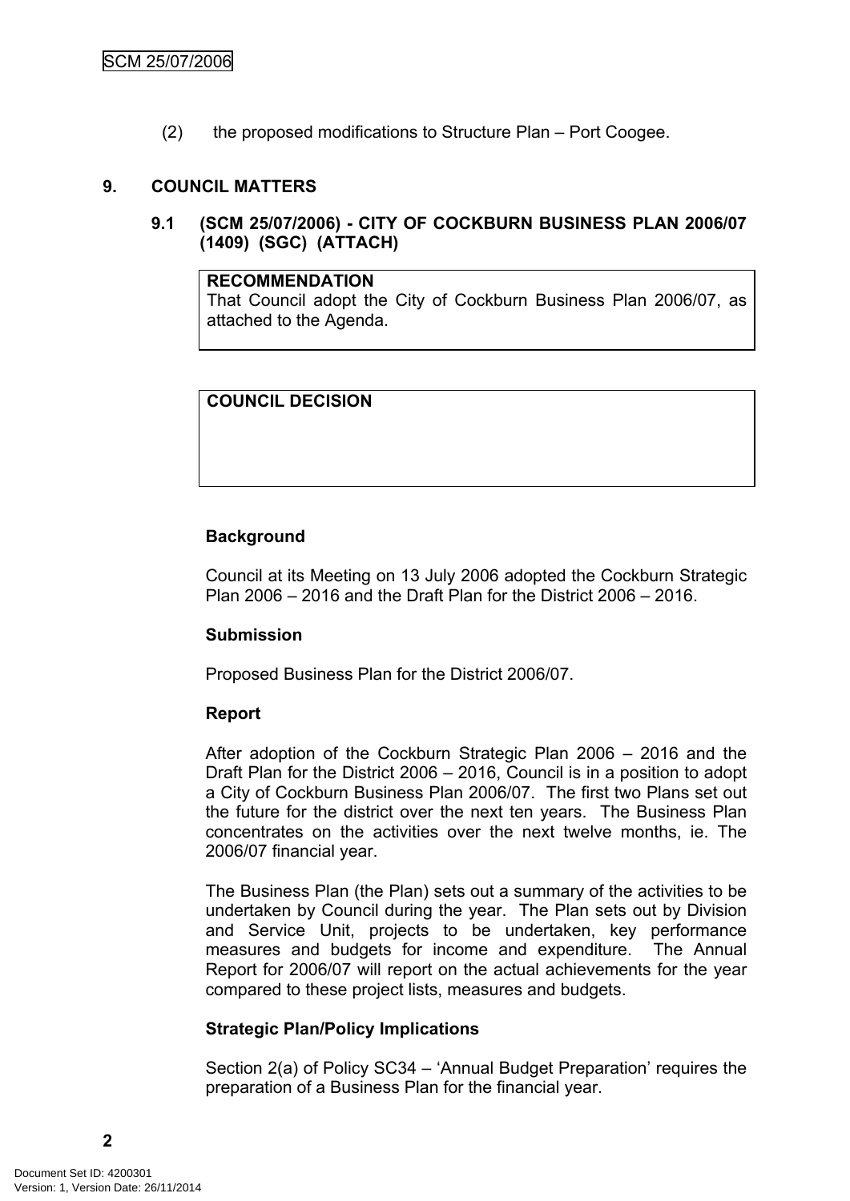(2) the proposed modifications to Structure Plan – Port Coogee.

## 9. COUNCIL MATTERS

### 9.1 (SCM 25/07/2006) - CITY OF COCKBURN BUSINESS PLAN 2006/07 (1409) (SGC) (ATTACH)

| **RECOMMENDATION** |
| --- |
| That Council adopt the City of Cockburn Business Plan 2006/07, as attached to the Agenda. |

| **COUNCIL DECISION** |
| --- |
| |

**Background**

Council at its Meeting on 13 July 2006 adopted the Cockburn Strategic Plan 2006 – 2016 and the Draft Plan for the District 2006 – 2016.

**Submission**

Proposed Business Plan for the District 2006/07.

**Report**

After adoption of the Cockburn Strategic Plan 2006 – 2016 and the Draft Plan for the District 2006 – 2016, Council is in a position to adopt a City of Cockburn Business Plan 2006/07. The first two Plans set out the future for the district over the next ten years. The Business Plan concentrates on the activities over the next twelve months, ie. The 2006/07 financial year.

The Business Plan (the Plan) sets out a summary of the activities to be undertaken by Council during the year. The Plan sets out by Division and Service Unit, projects to be undertaken, key performance measures and budgets for income and expenditure. The Annual Report for 2006/07 will report on the actual achievements for the year compared to these project lists, measures and budgets.

**Strategic Plan/Policy Implications**

Section 2(a) of Policy SC34 – 'Annual Budget Preparation' requires the preparation of a Business Plan for the financial year.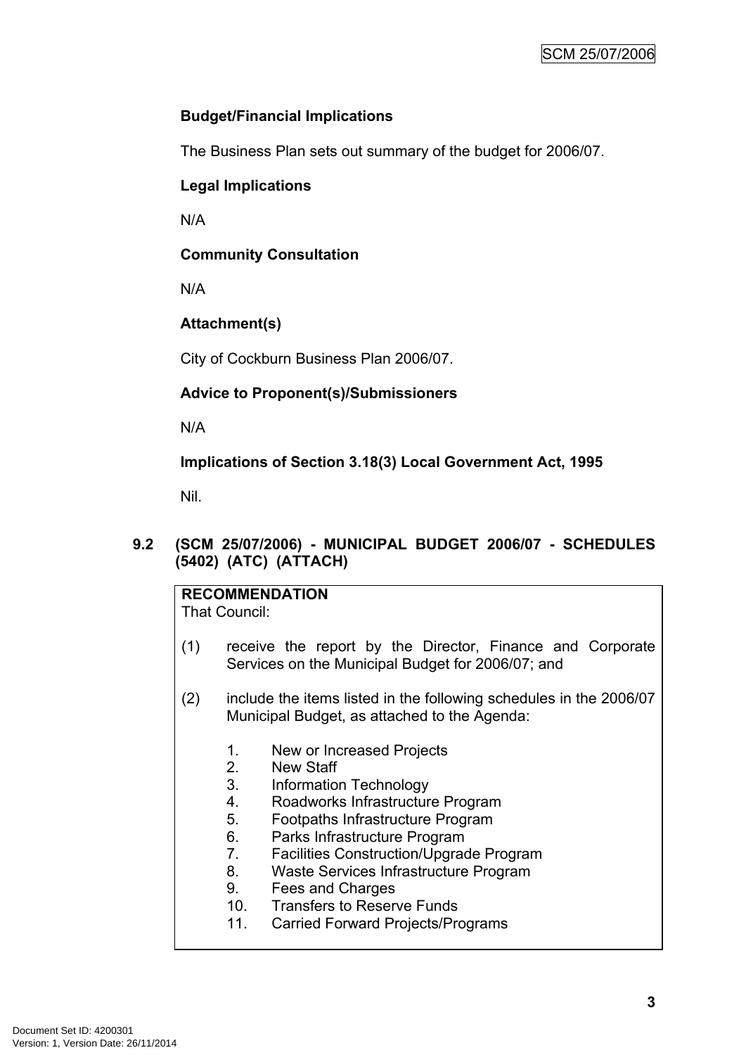**Budget/Financial Implications**

The Business Plan sets out summary of the budget for 2006/07.

**Legal Implications**

N/A

**Community Consultation**

N/A

**Attachment(s)**

City of Cockburn Business Plan 2006/07.

**Advice to Proponent(s)/Submissioners**

N/A

**Implications of Section 3.18(3) Local Government Act, 1995**

Nil.

### 9.2 (SCM 25/07/2006) - MUNICIPAL BUDGET 2006/07 - SCHEDULES (5402) (ATC) (ATTACH)

**RECOMMENDATION**
That Council:

(1) receive the report by the Director, Finance and Corporate Services on the Municipal Budget for 2006/07; and

(2) include the items listed in the following schedules in the 2006/07 Municipal Budget, as attached to the Agenda:

1. New or Increased Projects
2. New Staff
3. Information Technology
4. Roadworks Infrastructure Program
5. Footpaths Infrastructure Program
6. Parks Infrastructure Program
7. Facilities Construction/Upgrade Program
8. Waste Services Infrastructure Program
9. Fees and Charges
10. Transfers to Reserve Funds
11. Carried Forward Projects/Programs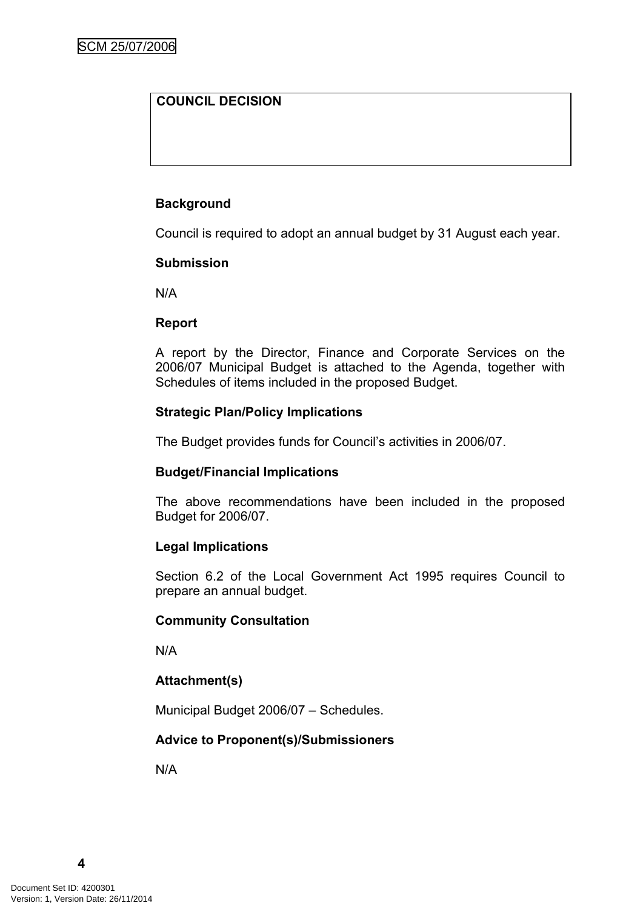| COUNCIL DECISION |
|---|
| |

**Background**

Council is required to adopt an annual budget by 31 August each year.

**Submission**

N/A

**Report**

A report by the Director, Finance and Corporate Services on the 2006/07 Municipal Budget is attached to the Agenda, together with Schedules of items included in the proposed Budget.

**Strategic Plan/Policy Implications**

The Budget provides funds for Council's activities in 2006/07.

**Budget/Financial Implications**

The above recommendations have been included in the proposed Budget for 2006/07.

**Legal Implications**

Section 6.2 of the Local Government Act 1995 requires Council to prepare an annual budget.

**Community Consultation**

N/A

**Attachment(s)**

Municipal Budget 2006/07 – Schedules.

**Advice to Proponent(s)/Submissioners**

N/A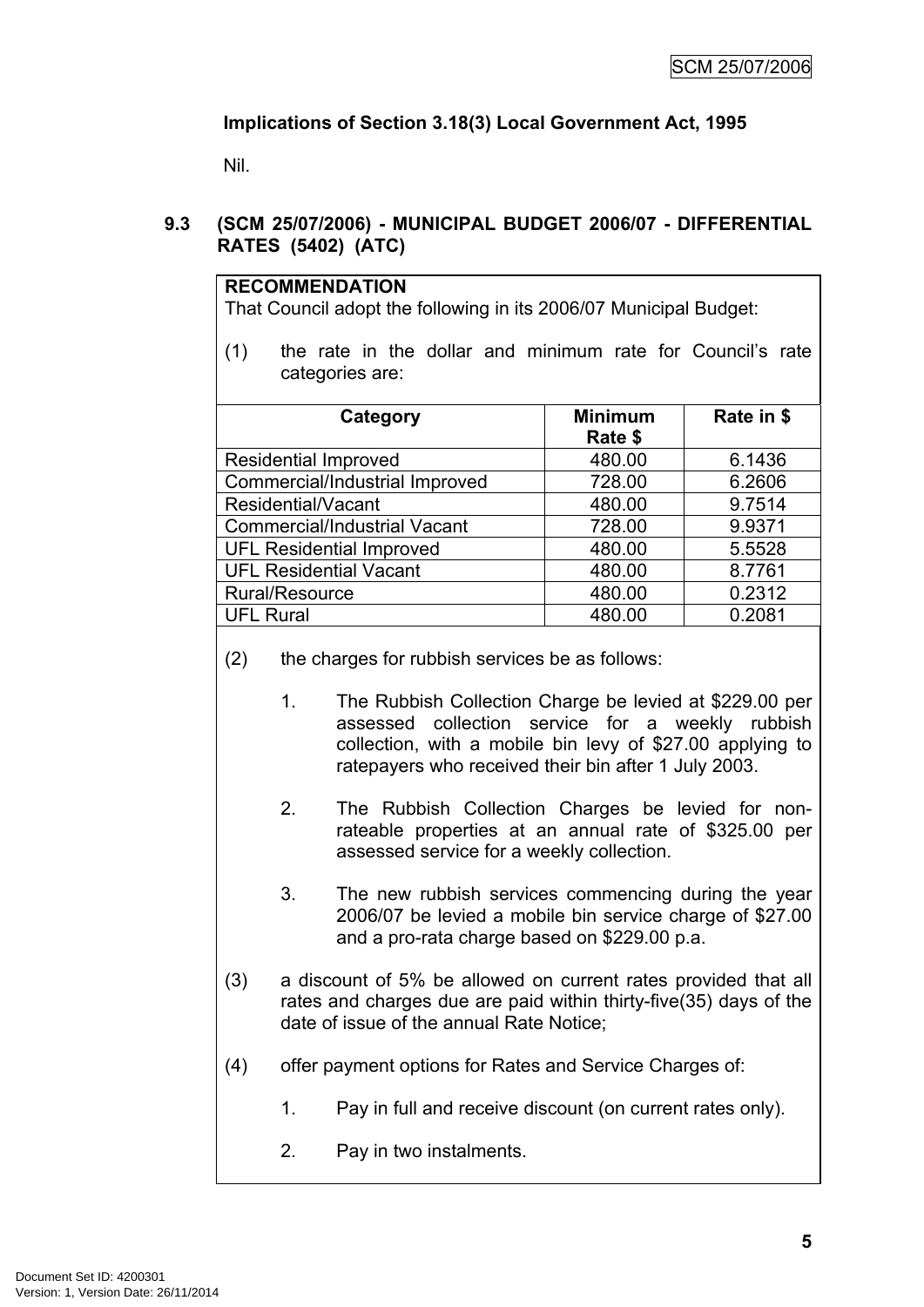**Implications of Section 3.18(3) Local Government Act, 1995**

Nil.

## 9.3 (SCM 25/07/2006) - MUNICIPAL BUDGET 2006/07 - DIFFERENTIAL RATES (5402) (ATC)

**RECOMMENDATION**

That Council adopt the following in its 2006/07 Municipal Budget:

(1) the rate in the dollar and minimum rate for Council's rate categories are:

| Category | Minimum Rate $ | Rate in $ |
|---|---|---|
| Residential Improved | 480.00 | 6.1436 |
| Commercial/Industrial Improved | 728.00 | 6.2606 |
| Residential/Vacant | 480.00 | 9.7514 |
| Commercial/Industrial Vacant | 728.00 | 9.9371 |
| UFL Residential Improved | 480.00 | 5.5528 |
| UFL Residential Vacant | 480.00 | 8.7761 |
| Rural/Resource | 480.00 | 0.2312 |
| UFL Rural | 480.00 | 0.2081 |

(2) the charges for rubbish services be as follows:

1. The Rubbish Collection Charge be levied at $229.00 per assessed collection service for a weekly rubbish collection, with a mobile bin levy of $27.00 applying to ratepayers who received their bin after 1 July 2003.

2. The Rubbish Collection Charges be levied for non-rateable properties at an annual rate of $325.00 per assessed service for a weekly collection.

3. The new rubbish services commencing during the year 2006/07 be levied a mobile bin service charge of $27.00 and a pro-rata charge based on $229.00 p.a.

(3) a discount of 5% be allowed on current rates provided that all rates and charges due are paid within thirty-five(35) days of the date of issue of the annual Rate Notice;

(4) offer payment options for Rates and Service Charges of:

1. Pay in full and receive discount (on current rates only).

2. Pay in two instalments.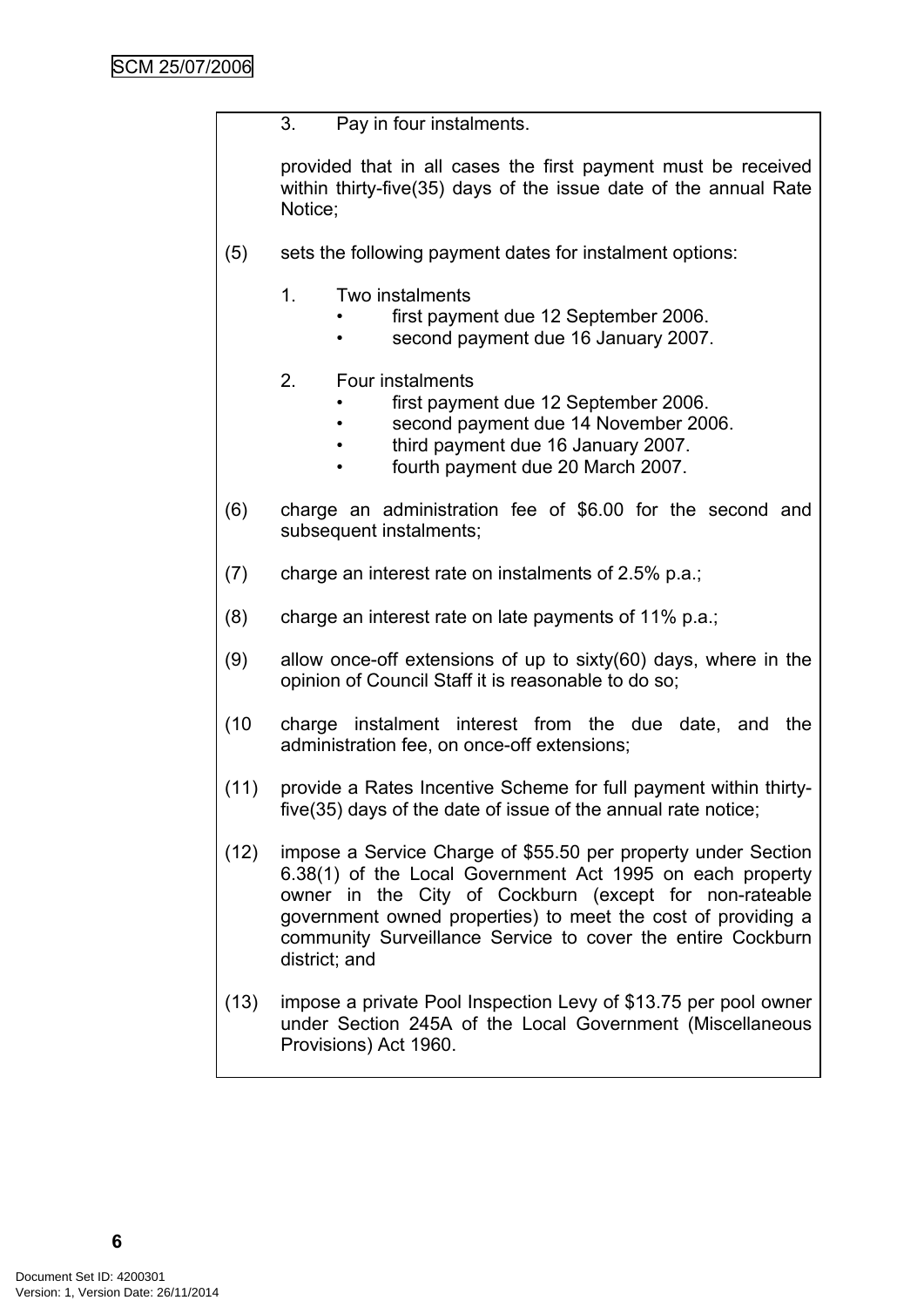3. Pay in four instalments.

provided that in all cases the first payment must be received within thirty-five(35) days of the issue date of the annual Rate Notice;

(5) sets the following payment dates for instalment options:

1. Two instalments
   - first payment due 12 September 2006.
   - second payment due 16 January 2007.

2. Four instalments
   - first payment due 12 September 2006.
   - second payment due 14 November 2006.
   - third payment due 16 January 2007.
   - fourth payment due 20 March 2007.

(6) charge an administration fee of $6.00 for the second and subsequent instalments;

(7) charge an interest rate on instalments of 2.5% p.a.;

(8) charge an interest rate on late payments of 11% p.a.;

(9) allow once-off extensions of up to sixty(60) days, where in the opinion of Council Staff it is reasonable to do so;

(10 charge instalment interest from the due date, and the administration fee, on once-off extensions;

(11) provide a Rates Incentive Scheme for full payment within thirty-five(35) days of the date of issue of the annual rate notice;

(12) impose a Service Charge of $55.50 per property under Section 6.38(1) of the Local Government Act 1995 on each property owner in the City of Cockburn (except for non-rateable government owned properties) to meet the cost of providing a community Surveillance Service to cover the entire Cockburn district; and

(13) impose a private Pool Inspection Levy of $13.75 per pool owner under Section 245A of the Local Government (Miscellaneous Provisions) Act 1960.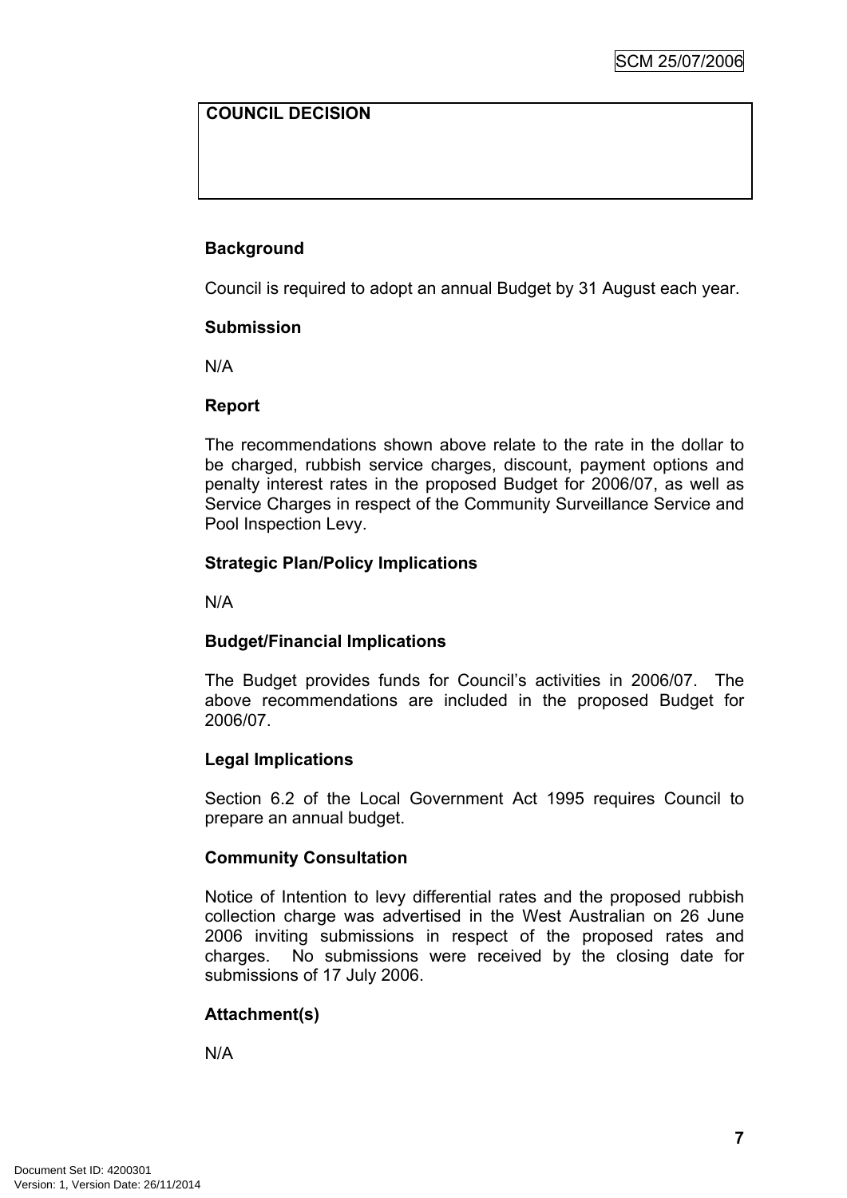| COUNCIL DECISION |
| --- |
| |

**Background**

Council is required to adopt an annual Budget by 31 August each year.

**Submission**

N/A

**Report**

The recommendations shown above relate to the rate in the dollar to be charged, rubbish service charges, discount, payment options and penalty interest rates in the proposed Budget for 2006/07, as well as Service Charges in respect of the Community Surveillance Service and Pool Inspection Levy.

**Strategic Plan/Policy Implications**

N/A

**Budget/Financial Implications**

The Budget provides funds for Council's activities in 2006/07. The above recommendations are included in the proposed Budget for 2006/07.

**Legal Implications**

Section 6.2 of the Local Government Act 1995 requires Council to prepare an annual budget.

**Community Consultation**

Notice of Intention to levy differential rates and the proposed rubbish collection charge was advertised in the West Australian on 26 June 2006 inviting submissions in respect of the proposed rates and charges. No submissions were received by the closing date for submissions of 17 July 2006.

**Attachment(s)**

N/A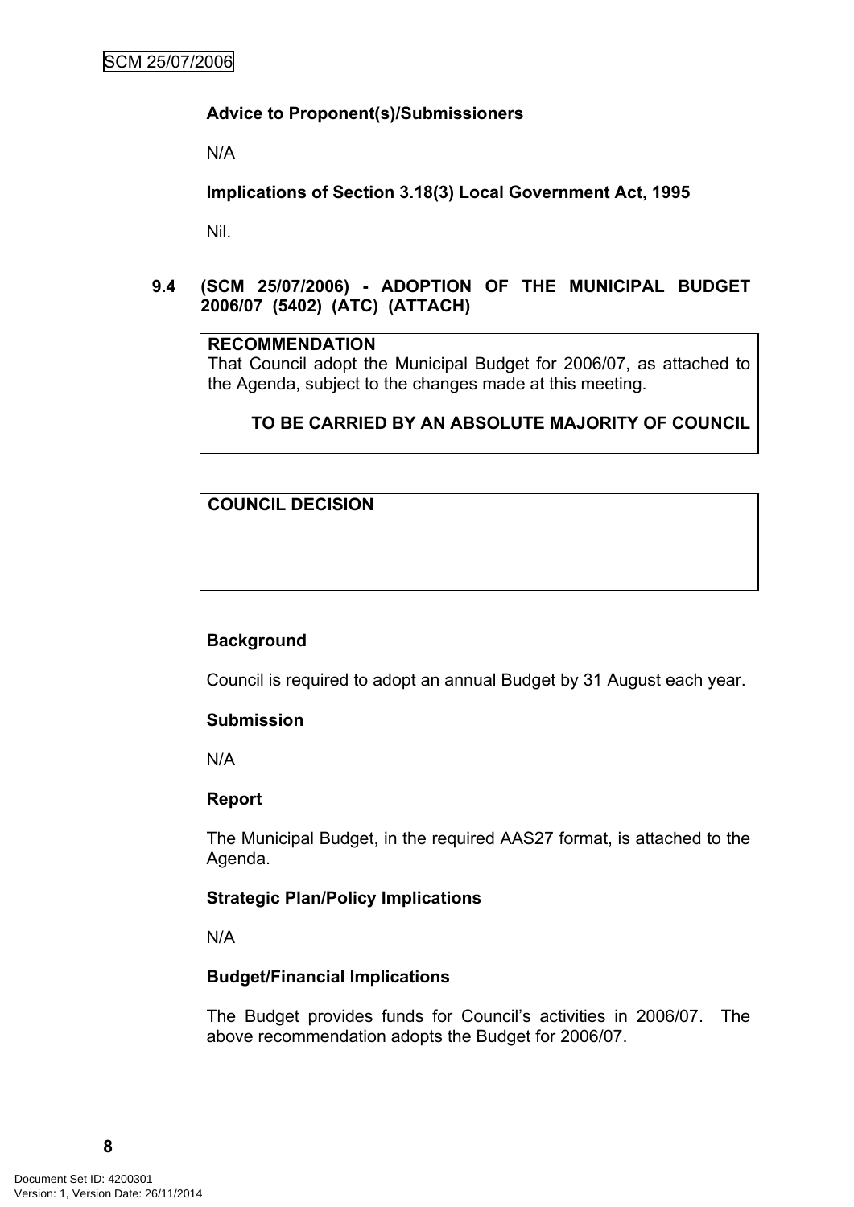**Advice to Proponent(s)/Submissioners**

N/A

**Implications of Section 3.18(3) Local Government Act, 1995**

Nil.

## 9.4 (SCM 25/07/2006) - ADOPTION OF THE MUNICIPAL BUDGET 2006/07 (5402) (ATC) (ATTACH)

**RECOMMENDATION**

That Council adopt the Municipal Budget for 2006/07, as attached to the Agenda, subject to the changes made at this meeting.

**TO BE CARRIED BY AN ABSOLUTE MAJORITY OF COUNCIL**

**COUNCIL DECISION**

**Background**

Council is required to adopt an annual Budget by 31 August each year.

**Submission**

N/A

**Report**

The Municipal Budget, in the required AAS27 format, is attached to the Agenda.

**Strategic Plan/Policy Implications**

N/A

**Budget/Financial Implications**

The Budget provides funds for Council's activities in 2006/07. The above recommendation adopts the Budget for 2006/07.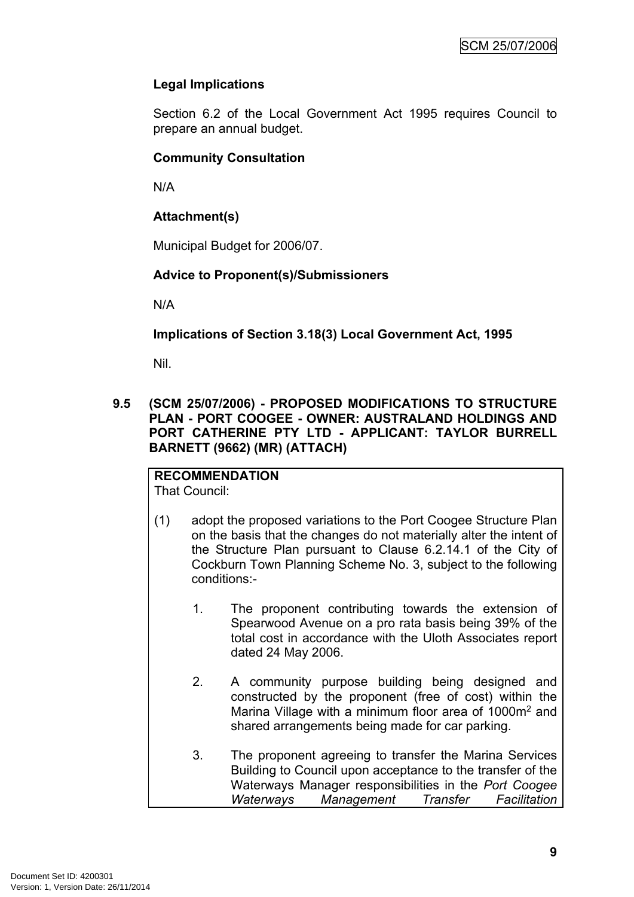**Legal Implications**

Section 6.2 of the Local Government Act 1995 requires Council to prepare an annual budget.

**Community Consultation**

N/A

**Attachment(s)**

Municipal Budget for 2006/07.

**Advice to Proponent(s)/Submissioners**

N/A

**Implications of Section 3.18(3) Local Government Act, 1995**

Nil.

### 9.5 (SCM 25/07/2006) - PROPOSED MODIFICATIONS TO STRUCTURE PLAN - PORT COOGEE - OWNER: AUSTRALAND HOLDINGS AND PORT CATHERINE PTY LTD - APPLICANT: TAYLOR BURRELL BARNETT (9662) (MR) (ATTACH)

**RECOMMENDATION**
That Council:

(1) adopt the proposed variations to the Port Coogee Structure Plan on the basis that the changes do not materially alter the intent of the Structure Plan pursuant to Clause 6.2.14.1 of the City of Cockburn Town Planning Scheme No. 3, subject to the following conditions:-

1. The proponent contributing towards the extension of Spearwood Avenue on a pro rata basis being 39% of the total cost in accordance with the Uloth Associates report dated 24 May 2006.

2. A community purpose building being designed and constructed by the proponent (free of cost) within the Marina Village with a minimum floor area of 1000m$^2$ and shared arrangements being made for car parking.

3. The proponent agreeing to transfer the Marina Services Building to Council upon acceptance to the transfer of the Waterways Manager responsibilities in the *Port Coogee Waterways Management Transfer Facilitation*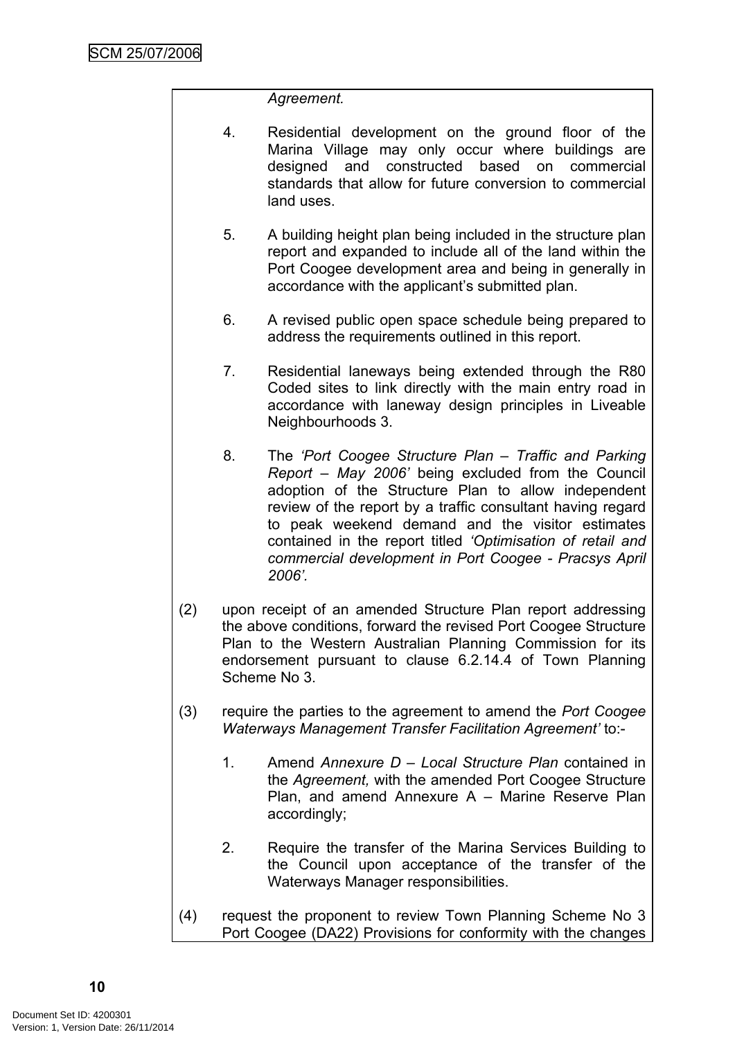*Agreement.*

4. Residential development on the ground floor of the Marina Village may only occur where buildings are designed and constructed based on commercial standards that allow for future conversion to commercial land uses.

5. A building height plan being included in the structure plan report and expanded to include all of the land within the Port Coogee development area and being in generally in accordance with the applicant's submitted plan.

6. A revised public open space schedule being prepared to address the requirements outlined in this report.

7. Residential laneways being extended through the R80 Coded sites to link directly with the main entry road in accordance with laneway design principles in Liveable Neighbourhoods 3.

8. The *'Port Coogee Structure Plan – Traffic and Parking Report – May 2006'* being excluded from the Council adoption of the Structure Plan to allow independent review of the report by a traffic consultant having regard to peak weekend demand and the visitor estimates contained in the report titled *'Optimisation of retail and commercial development in Port Coogee - Pracsys April 2006'.*

(2) upon receipt of an amended Structure Plan report addressing the above conditions, forward the revised Port Coogee Structure Plan to the Western Australian Planning Commission for its endorsement pursuant to clause 6.2.14.4 of Town Planning Scheme No 3.

(3) require the parties to the agreement to amend the *Port Coogee Waterways Management Transfer Facilitation Agreement'* to:-

1. Amend *Annexure D – Local Structure Plan* contained in the *Agreement,* with the amended Port Coogee Structure Plan, and amend Annexure A – Marine Reserve Plan accordingly;

2. Require the transfer of the Marina Services Building to the Council upon acceptance of the transfer of the Waterways Manager responsibilities.

(4) request the proponent to review Town Planning Scheme No 3 Port Coogee (DA22) Provisions for conformity with the changes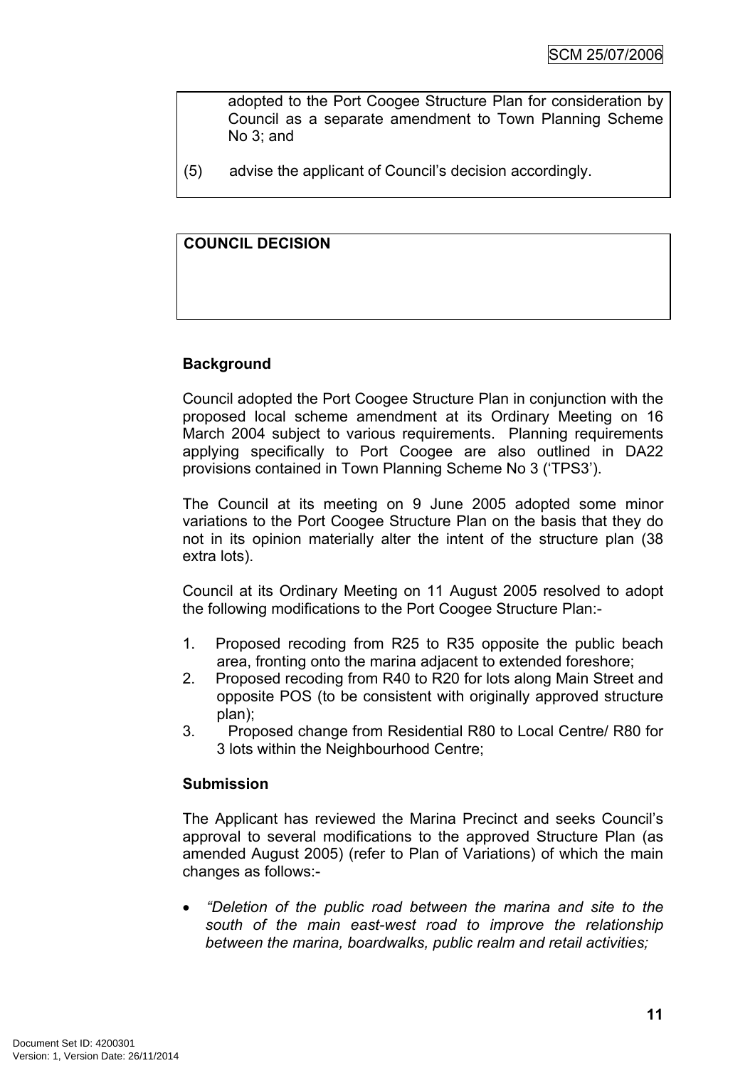adopted to the Port Coogee Structure Plan for consideration by Council as a separate amendment to Town Planning Scheme No 3; and

(5) advise the applicant of Council's decision accordingly.

**COUNCIL DECISION**

**Background**

Council adopted the Port Coogee Structure Plan in conjunction with the proposed local scheme amendment at its Ordinary Meeting on 16 March 2004 subject to various requirements. Planning requirements applying specifically to Port Coogee are also outlined in DA22 provisions contained in Town Planning Scheme No 3 ('TPS3').

The Council at its meeting on 9 June 2005 adopted some minor variations to the Port Coogee Structure Plan on the basis that they do not in its opinion materially alter the intent of the structure plan (38 extra lots).

Council at its Ordinary Meeting on 11 August 2005 resolved to adopt the following modifications to the Port Coogee Structure Plan:-

1. Proposed recoding from R25 to R35 opposite the public beach area, fronting onto the marina adjacent to extended foreshore;
2. Proposed recoding from R40 to R20 for lots along Main Street and opposite POS (to be consistent with originally approved structure plan);
3. Proposed change from Residential R80 to Local Centre/ R80 for 3 lots within the Neighbourhood Centre;

**Submission**

The Applicant has reviewed the Marina Precinct and seeks Council's approval to several modifications to the approved Structure Plan (as amended August 2005) (refer to Plan of Variations) of which the main changes as follows:-

- *"Deletion of the public road between the marina and site to the south of the main east-west road to improve the relationship between the marina, boardwalks, public realm and retail activities;*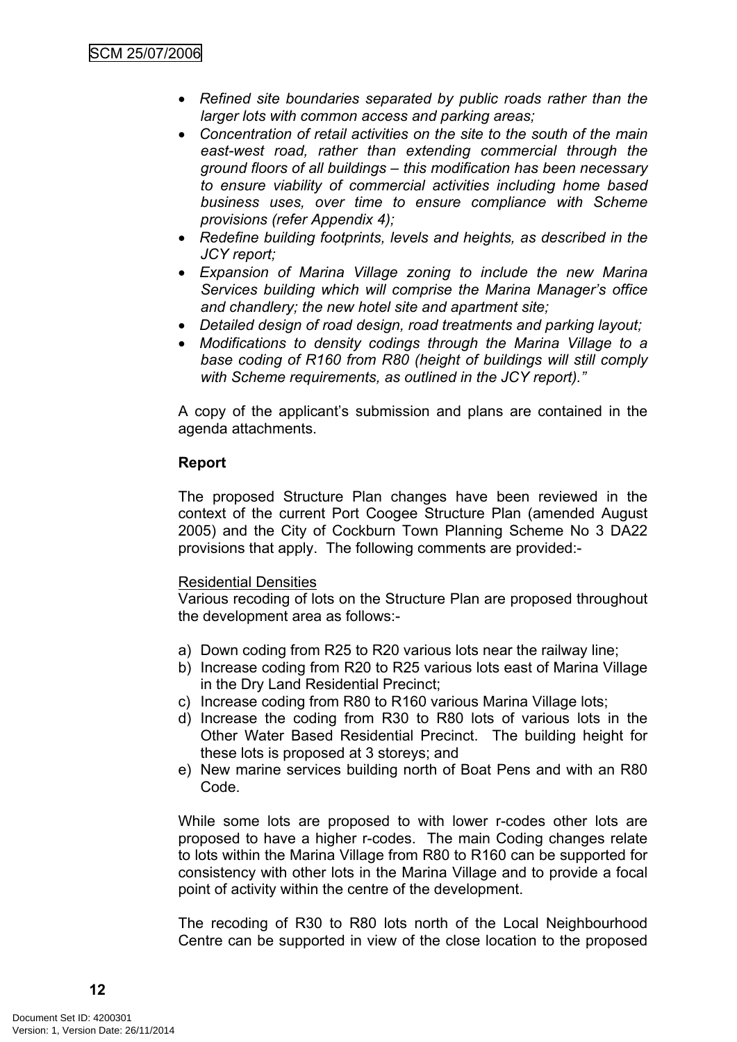- *Refined site boundaries separated by public roads rather than the larger lots with common access and parking areas;*
- *Concentration of retail activities on the site to the south of the main east-west road, rather than extending commercial through the ground floors of all buildings – this modification has been necessary to ensure viability of commercial activities including home based business uses, over time to ensure compliance with Scheme provisions (refer Appendix 4);*
- *Redefine building footprints, levels and heights, as described in the JCY report;*
- *Expansion of Marina Village zoning to include the new Marina Services building which will comprise the Marina Manager's office and chandlery; the new hotel site and apartment site;*
- *Detailed design of road design, road treatments and parking layout;*
- *Modifications to density codings through the Marina Village to a base coding of R160 from R80 (height of buildings will still comply with Scheme requirements, as outlined in the JCY report)."*

A copy of the applicant's submission and plans are contained in the agenda attachments.

**Report**

The proposed Structure Plan changes have been reviewed in the context of the current Port Coogee Structure Plan (amended August 2005) and the City of Cockburn Town Planning Scheme No 3 DA22 provisions that apply. The following comments are provided:-

Residential Densities
Various recoding of lots on the Structure Plan are proposed throughout the development area as follows:-

a) Down coding from R25 to R20 various lots near the railway line;
b) Increase coding from R20 to R25 various lots east of Marina Village in the Dry Land Residential Precinct;
c) Increase coding from R80 to R160 various Marina Village lots;
d) Increase the coding from R30 to R80 lots of various lots in the Other Water Based Residential Precinct. The building height for these lots is proposed at 3 storeys; and
e) New marine services building north of Boat Pens and with an R80 Code.

While some lots are proposed to with lower r-codes other lots are proposed to have a higher r-codes. The main Coding changes relate to lots within the Marina Village from R80 to R160 can be supported for consistency with other lots in the Marina Village and to provide a focal point of activity within the centre of the development.

The recoding of R30 to R80 lots north of the Local Neighbourhood Centre can be supported in view of the close location to the proposed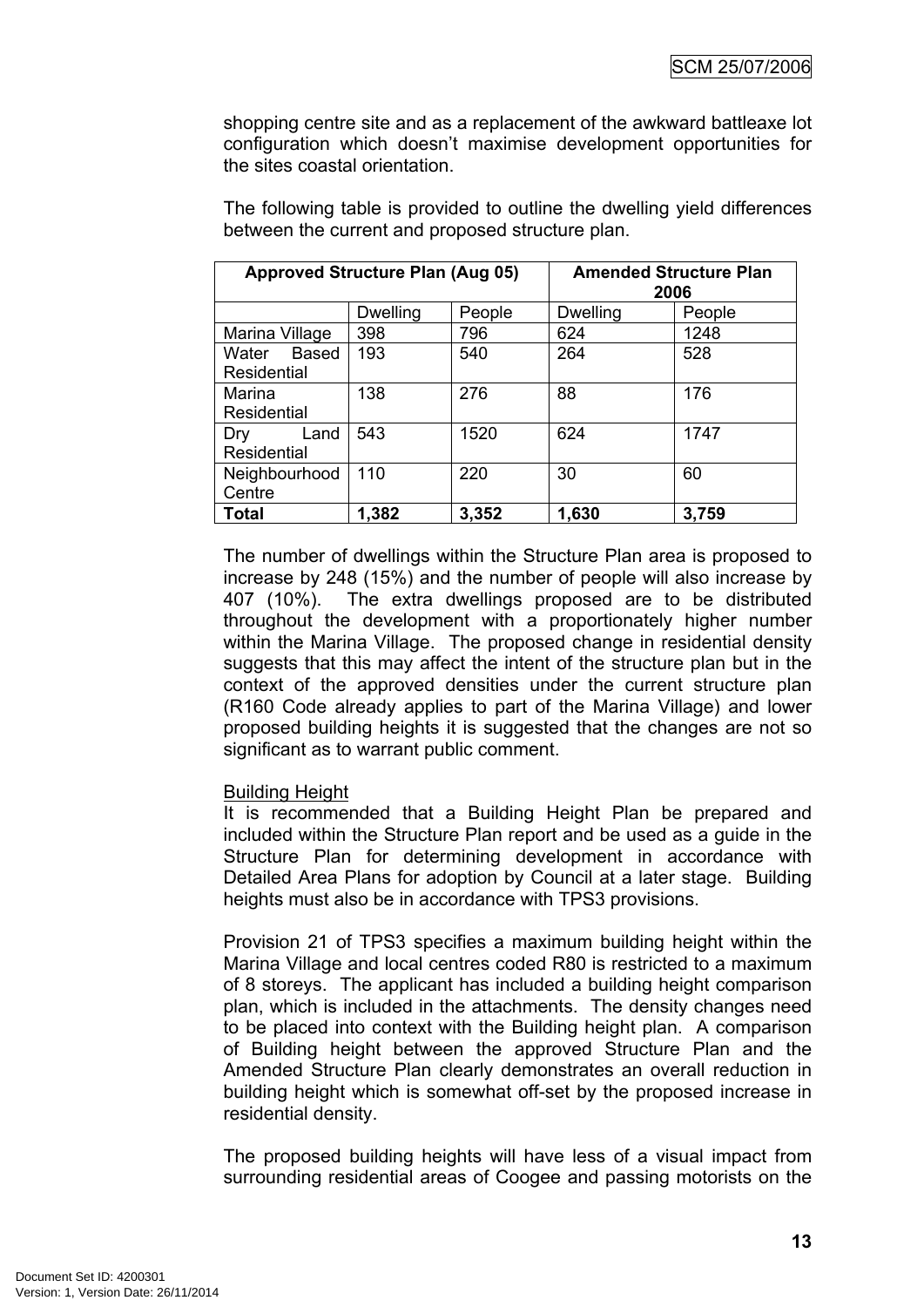shopping centre site and as a replacement of the awkward battleaxe lot configuration which doesn't maximise development opportunities for the sites coastal orientation.

The following table is provided to outline the dwelling yield differences between the current and proposed structure plan.

| | Approved Structure Plan (Aug 05) | | Amended Structure Plan 2006 | |
|---|---|---|---|---|
| | Dwelling | People | Dwelling | People |
| Marina Village | 398 | 796 | 624 | 1248 |
| Water Based Residential | 193 | 540 | 264 | 528 |
| Marina Residential | 138 | 276 | 88 | 176 |
| Dry Land Residential | 543 | 1520 | 624 | 1747 |
| Neighbourhood Centre | 110 | 220 | 30 | 60 |
| **Total** | **1,382** | **3,352** | **1,630** | **3,759** |

The number of dwellings within the Structure Plan area is proposed to increase by 248 (15%) and the number of people will also increase by 407 (10%). The extra dwellings proposed are to be distributed throughout the development with a proportionately higher number within the Marina Village. The proposed change in residential density suggests that this may affect the intent of the structure plan but in the context of the approved densities under the current structure plan (R160 Code already applies to part of the Marina Village) and lower proposed building heights it is suggested that the changes are not so significant as to warrant public comment.

Building Height

It is recommended that a Building Height Plan be prepared and included within the Structure Plan report and be used as a guide in the Structure Plan for determining development in accordance with Detailed Area Plans for adoption by Council at a later stage. Building heights must also be in accordance with TPS3 provisions.

Provision 21 of TPS3 specifies a maximum building height within the Marina Village and local centres coded R80 is restricted to a maximum of 8 storeys. The applicant has included a building height comparison plan, which is included in the attachments. The density changes need to be placed into context with the Building height plan. A comparison of Building height between the approved Structure Plan and the Amended Structure Plan clearly demonstrates an overall reduction in building height which is somewhat off-set by the proposed increase in residential density.

The proposed building heights will have less of a visual impact from surrounding residential areas of Coogee and passing motorists on the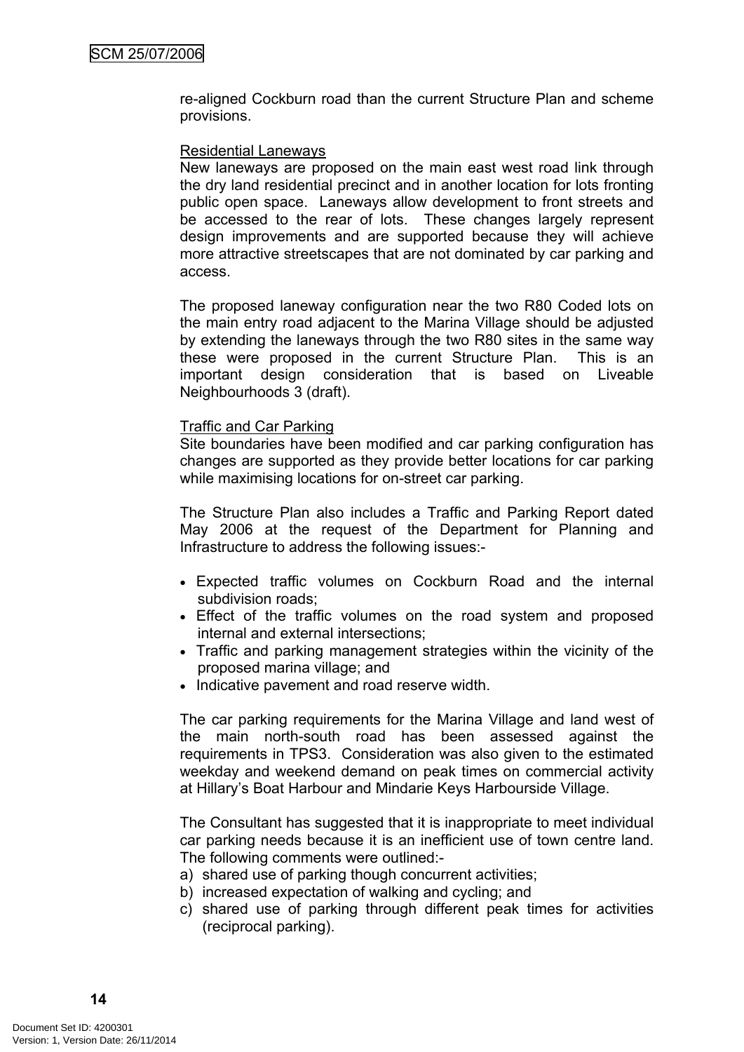re-aligned Cockburn road than the current Structure Plan and scheme provisions.

Residential Laneways

New laneways are proposed on the main east west road link through the dry land residential precinct and in another location for lots fronting public open space. Laneways allow development to front streets and be accessed to the rear of lots. These changes largely represent design improvements and are supported because they will achieve more attractive streetscapes that are not dominated by car parking and access.

The proposed laneway configuration near the two R80 Coded lots on the main entry road adjacent to the Marina Village should be adjusted by extending the laneways through the two R80 sites in the same way these were proposed in the current Structure Plan. This is an important design consideration that is based on Liveable Neighbourhoods 3 (draft).

Traffic and Car Parking

Site boundaries have been modified and car parking configuration has changes are supported as they provide better locations for car parking while maximising locations for on-street car parking.

The Structure Plan also includes a Traffic and Parking Report dated May 2006 at the request of the Department for Planning and Infrastructure to address the following issues:-

- Expected traffic volumes on Cockburn Road and the internal subdivision roads;
- Effect of the traffic volumes on the road system and proposed internal and external intersections;
- Traffic and parking management strategies within the vicinity of the proposed marina village; and
- Indicative pavement and road reserve width.

The car parking requirements for the Marina Village and land west of the main north-south road has been assessed against the requirements in TPS3. Consideration was also given to the estimated weekday and weekend demand on peak times on commercial activity at Hillary's Boat Harbour and Mindarie Keys Harbourside Village.

The Consultant has suggested that it is inappropriate to meet individual car parking needs because it is an inefficient use of town centre land. The following comments were outlined:-

a) shared use of parking though concurrent activities;
b) increased expectation of walking and cycling; and
c) shared use of parking through different peak times for activities (reciprocal parking).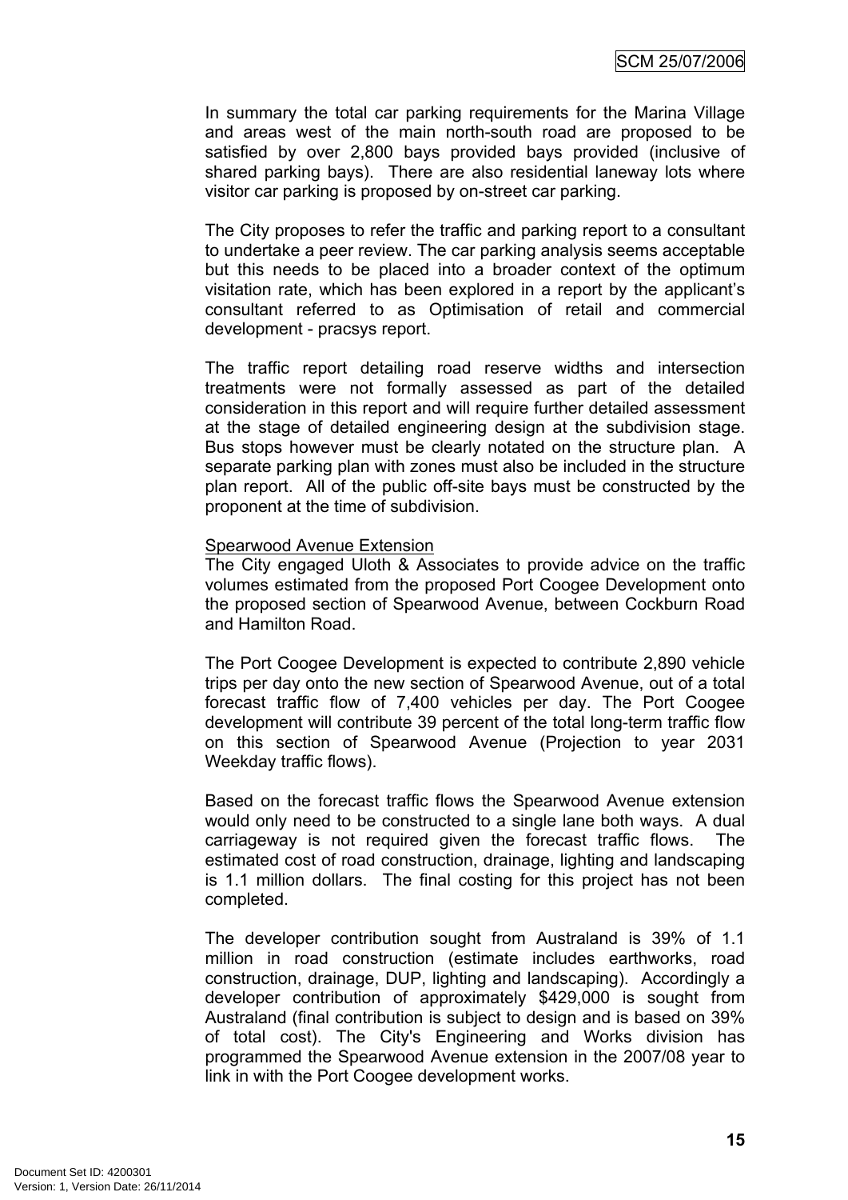In summary the total car parking requirements for the Marina Village and areas west of the main north-south road are proposed to be satisfied by over 2,800 bays provided bays provided (inclusive of shared parking bays). There are also residential laneway lots where visitor car parking is proposed by on-street car parking.

The City proposes to refer the traffic and parking report to a consultant to undertake a peer review. The car parking analysis seems acceptable but this needs to be placed into a broader context of the optimum visitation rate, which has been explored in a report by the applicant's consultant referred to as Optimisation of retail and commercial development - pracsys report.

The traffic report detailing road reserve widths and intersection treatments were not formally assessed as part of the detailed consideration in this report and will require further detailed assessment at the stage of detailed engineering design at the subdivision stage. Bus stops however must be clearly notated on the structure plan. A separate parking plan with zones must also be included in the structure plan report. All of the public off-site bays must be constructed by the proponent at the time of subdivision.

<u>Spearwood Avenue Extension</u>
The City engaged Uloth & Associates to provide advice on the traffic volumes estimated from the proposed Port Coogee Development onto the proposed section of Spearwood Avenue, between Cockburn Road and Hamilton Road.

The Port Coogee Development is expected to contribute 2,890 vehicle trips per day onto the new section of Spearwood Avenue, out of a total forecast traffic flow of 7,400 vehicles per day. The Port Coogee development will contribute 39 percent of the total long-term traffic flow on this section of Spearwood Avenue (Projection to year 2031 Weekday traffic flows).

Based on the forecast traffic flows the Spearwood Avenue extension would only need to be constructed to a single lane both ways. A dual carriageway is not required given the forecast traffic flows. The estimated cost of road construction, drainage, lighting and landscaping is 1.1 million dollars. The final costing for this project has not been completed.

The developer contribution sought from Australand is 39% of 1.1 million in road construction (estimate includes earthworks, road construction, drainage, DUP, lighting and landscaping). Accordingly a developer contribution of approximately $429,000 is sought from Australand (final contribution is subject to design and is based on 39% of total cost). The City's Engineering and Works division has programmed the Spearwood Avenue extension in the 2007/08 year to link in with the Port Coogee development works.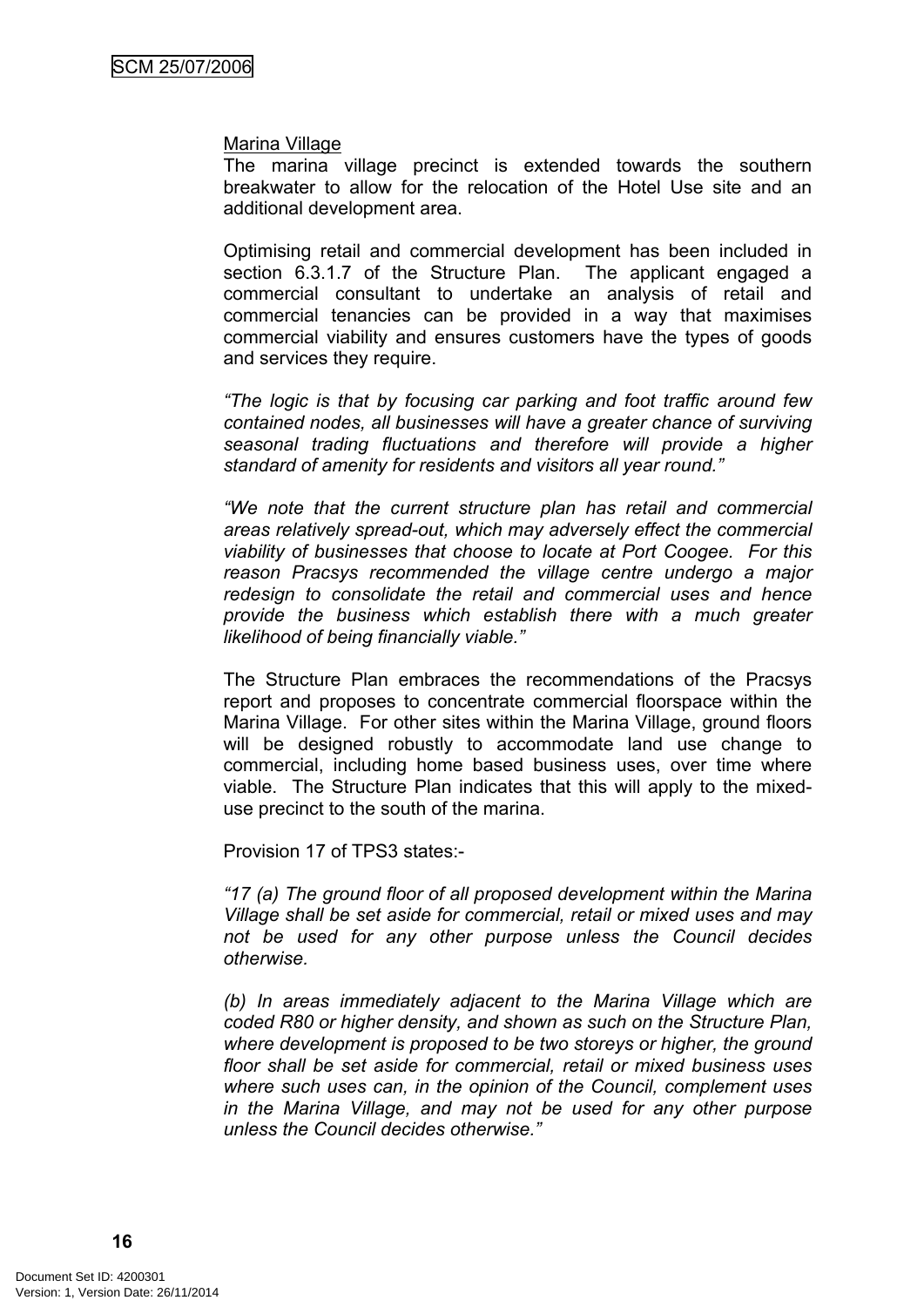Marina Village

The marina village precinct is extended towards the southern breakwater to allow for the relocation of the Hotel Use site and an additional development area.

Optimising retail and commercial development has been included in section 6.3.1.7 of the Structure Plan. The applicant engaged a commercial consultant to undertake an analysis of retail and commercial tenancies can be provided in a way that maximises commercial viability and ensures customers have the types of goods and services they require.

*"The logic is that by focusing car parking and foot traffic around few contained nodes, all businesses will have a greater chance of surviving seasonal trading fluctuations and therefore will provide a higher standard of amenity for residents and visitors all year round."*

*"We note that the current structure plan has retail and commercial areas relatively spread-out, which may adversely effect the commercial viability of businesses that choose to locate at Port Coogee. For this reason Pracsys recommended the village centre undergo a major redesign to consolidate the retail and commercial uses and hence provide the business which establish there with a much greater likelihood of being financially viable."*

The Structure Plan embraces the recommendations of the Pracsys report and proposes to concentrate commercial floorspace within the Marina Village. For other sites within the Marina Village, ground floors will be designed robustly to accommodate land use change to commercial, including home based business uses, over time where viable. The Structure Plan indicates that this will apply to the mixed-use precinct to the south of the marina.

Provision 17 of TPS3 states:-

*"17 (a) The ground floor of all proposed development within the Marina Village shall be set aside for commercial, retail or mixed uses and may not be used for any other purpose unless the Council decides otherwise.*

*(b) In areas immediately adjacent to the Marina Village which are coded R80 or higher density, and shown as such on the Structure Plan, where development is proposed to be two storeys or higher, the ground floor shall be set aside for commercial, retail or mixed business uses where such uses can, in the opinion of the Council, complement uses in the Marina Village, and may not be used for any other purpose unless the Council decides otherwise."*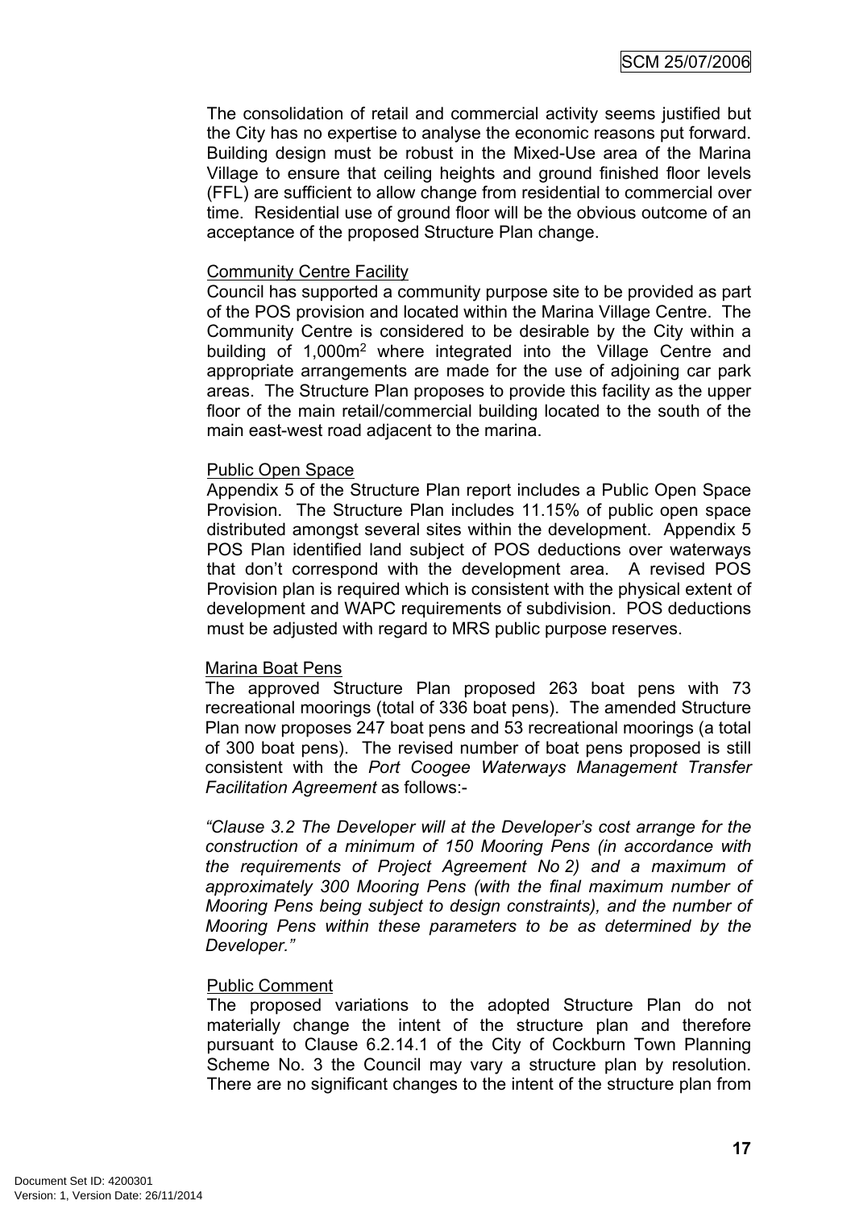The consolidation of retail and commercial activity seems justified but the City has no expertise to analyse the economic reasons put forward. Building design must be robust in the Mixed-Use area of the Marina Village to ensure that ceiling heights and ground finished floor levels (FFL) are sufficient to allow change from residential to commercial over time. Residential use of ground floor will be the obvious outcome of an acceptance of the proposed Structure Plan change.

Community Centre Facility

Council has supported a community purpose site to be provided as part of the POS provision and located within the Marina Village Centre. The Community Centre is considered to be desirable by the City within a building of 1,000m$^2$ where integrated into the Village Centre and appropriate arrangements are made for the use of adjoining car park areas. The Structure Plan proposes to provide this facility as the upper floor of the main retail/commercial building located to the south of the main east-west road adjacent to the marina.

Public Open Space

Appendix 5 of the Structure Plan report includes a Public Open Space Provision. The Structure Plan includes 11.15% of public open space distributed amongst several sites within the development. Appendix 5 POS Plan identified land subject of POS deductions over waterways that don't correspond with the development area. A revised POS Provision plan is required which is consistent with the physical extent of development and WAPC requirements of subdivision. POS deductions must be adjusted with regard to MRS public purpose reserves.

Marina Boat Pens

The approved Structure Plan proposed 263 boat pens with 73 recreational moorings (total of 336 boat pens). The amended Structure Plan now proposes 247 boat pens and 53 recreational moorings (a total of 300 boat pens). The revised number of boat pens proposed is still consistent with the *Port Coogee Waterways Management Transfer Facilitation Agreement* as follows:-

*"Clause 3.2 The Developer will at the Developer's cost arrange for the construction of a minimum of 150 Mooring Pens (in accordance with the requirements of Project Agreement No 2) and a maximum of approximately 300 Mooring Pens (with the final maximum number of Mooring Pens being subject to design constraints), and the number of Mooring Pens within these parameters to be as determined by the Developer."*

Public Comment

The proposed variations to the adopted Structure Plan do not materially change the intent of the structure plan and therefore pursuant to Clause 6.2.14.1 of the City of Cockburn Town Planning Scheme No. 3 the Council may vary a structure plan by resolution. There are no significant changes to the intent of the structure plan from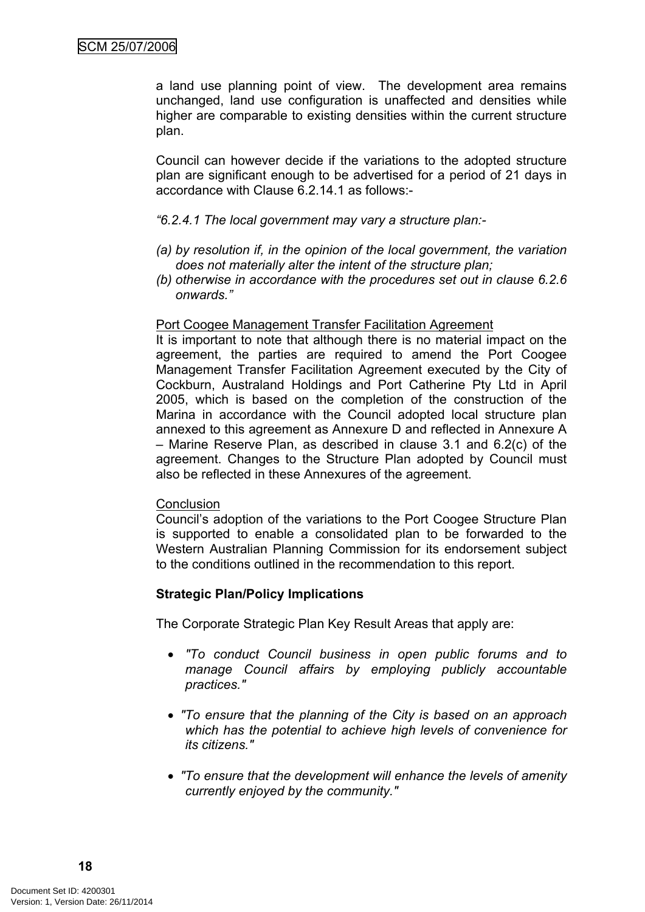a land use planning point of view. The development area remains unchanged, land use configuration is unaffected and densities while higher are comparable to existing densities within the current structure plan.

Council can however decide if the variations to the adopted structure plan are significant enough to be advertised for a period of 21 days in accordance with Clause 6.2.14.1 as follows:-

*"6.2.4.1 The local government may vary a structure plan:-*

*(a) by resolution if, in the opinion of the local government, the variation does not materially alter the intent of the structure plan;*
*(b) otherwise in accordance with the procedures set out in clause 6.2.6 onwards."*

<u>Port Coogee Management Transfer Facilitation Agreement</u>
It is important to note that although there is no material impact on the agreement, the parties are required to amend the Port Coogee Management Transfer Facilitation Agreement executed by the City of Cockburn, Australand Holdings and Port Catherine Pty Ltd in April 2005, which is based on the completion of the construction of the Marina in accordance with the Council adopted local structure plan annexed to this agreement as Annexure D and reflected in Annexure A – Marine Reserve Plan, as described in clause 3.1 and 6.2(c) of the agreement. Changes to the Structure Plan adopted by Council must also be reflected in these Annexures of the agreement.

<u>Conclusion</u>
Council's adoption of the variations to the Port Coogee Structure Plan is supported to enable a consolidated plan to be forwarded to the Western Australian Planning Commission for its endorsement subject to the conditions outlined in the recommendation to this report.

**Strategic Plan/Policy Implications**

The Corporate Strategic Plan Key Result Areas that apply are:

- *"To conduct Council business in open public forums and to manage Council affairs by employing publicly accountable practices."*
- *"To ensure that the planning of the City is based on an approach which has the potential to achieve high levels of convenience for its citizens."*
- *"To ensure that the development will enhance the levels of amenity currently enjoyed by the community."*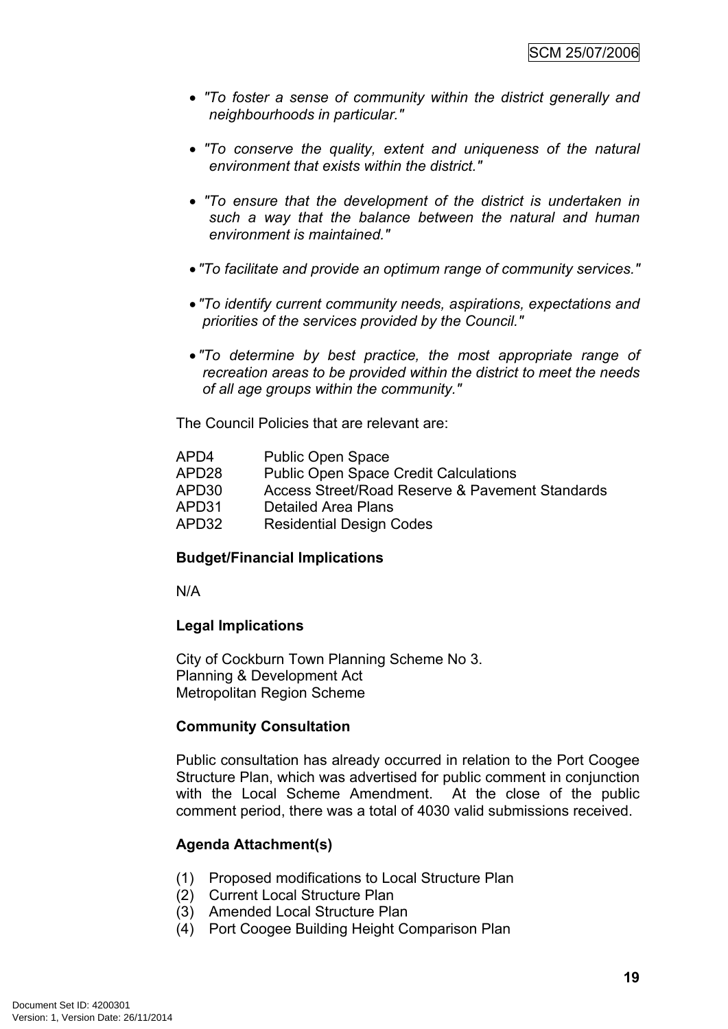- *"To foster a sense of community within the district generally and neighbourhoods in particular."*

- *"To conserve the quality, extent and uniqueness of the natural environment that exists within the district."*

- *"To ensure that the development of the district is undertaken in such a way that the balance between the natural and human environment is maintained."*

- *"To facilitate and provide an optimum range of community services."*

- *"To identify current community needs, aspirations, expectations and priorities of the services provided by the Council."*

- *"To determine by best practice, the most appropriate range of recreation areas to be provided within the district to meet the needs of all age groups within the community."*

The Council Policies that are relevant are:

| | |
|---|---|
| APD4 | Public Open Space |
| APD28 | Public Open Space Credit Calculations |
| APD30 | Access Street/Road Reserve & Pavement Standards |
| APD31 | Detailed Area Plans |
| APD32 | Residential Design Codes |

**Budget/Financial Implications**

N/A

**Legal Implications**

City of Cockburn Town Planning Scheme No 3.
Planning & Development Act
Metropolitan Region Scheme

**Community Consultation**

Public consultation has already occurred in relation to the Port Coogee Structure Plan, which was advertised for public comment in conjunction with the Local Scheme Amendment. At the close of the public comment period, there was a total of 4030 valid submissions received.

**Agenda Attachment(s)**

(1) Proposed modifications to Local Structure Plan
(2) Current Local Structure Plan
(3) Amended Local Structure Plan
(4) Port Coogee Building Height Comparison Plan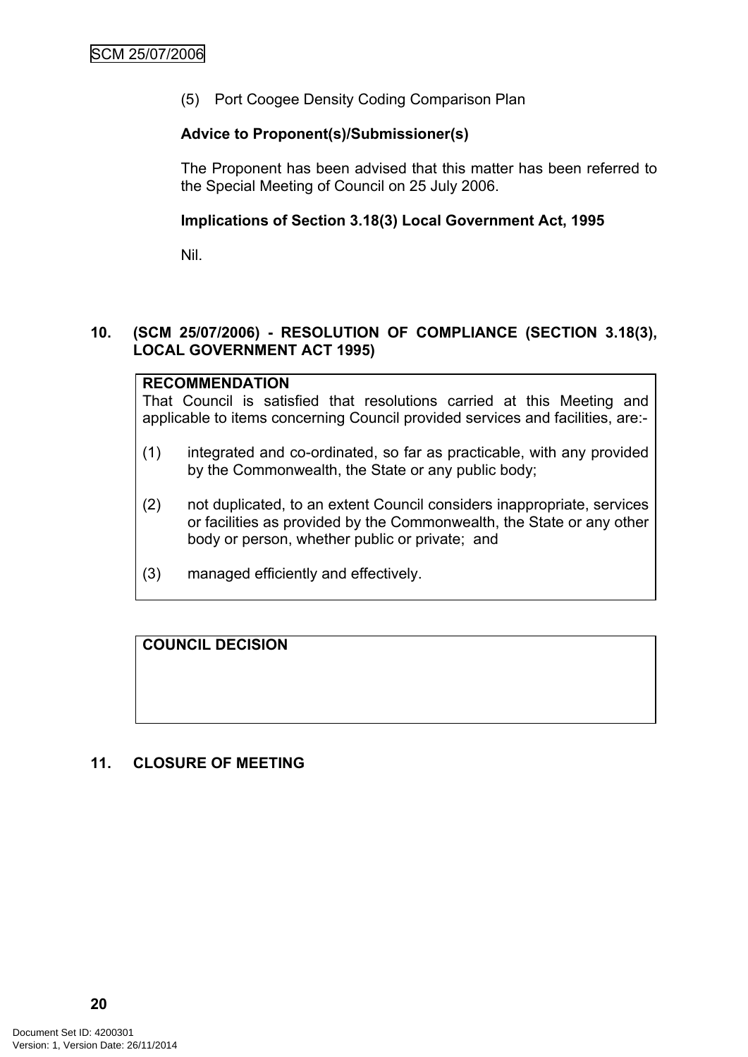(5) Port Coogee Density Coding Comparison Plan

**Advice to Proponent(s)/Submissioner(s)**

The Proponent has been advised that this matter has been referred to the Special Meeting of Council on 25 July 2006.

**Implications of Section 3.18(3) Local Government Act, 1995**

Nil.

## 10. (SCM 25/07/2006) - RESOLUTION OF COMPLIANCE (SECTION 3.18(3), LOCAL GOVERNMENT ACT 1995)

**RECOMMENDATION**

That Council is satisfied that resolutions carried at this Meeting and applicable to items concerning Council provided services and facilities, are:-

(1) integrated and co-ordinated, so far as practicable, with any provided by the Commonwealth, the State or any public body;

(2) not duplicated, to an extent Council considers inappropriate, services or facilities as provided by the Commonwealth, the State or any other body or person, whether public or private; and

(3) managed efficiently and effectively.

**COUNCIL DECISION**

## 11. CLOSURE OF MEETING

Document Set ID: 4200301
Version: 1, Version Date: 26/11/2014